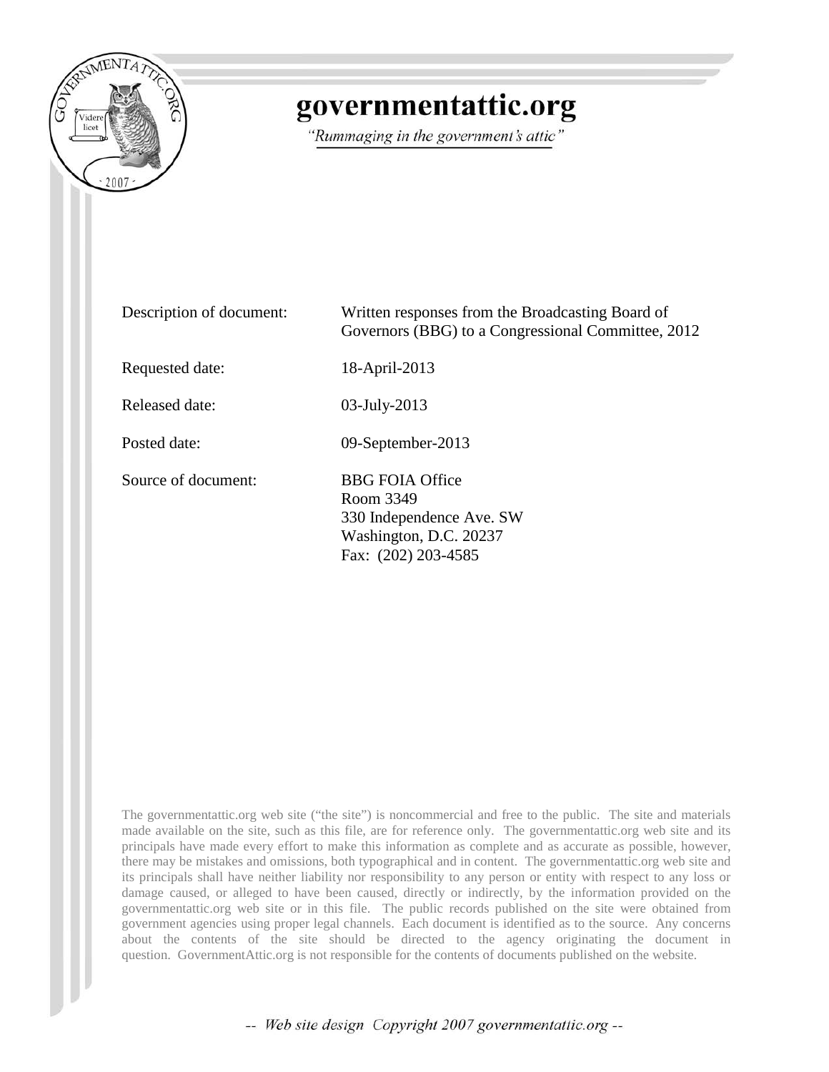# governmentattic.org

*"Rummaging in the government's attic"*

| | |
|---|---|
| Description of document: | Written responses from the Broadcasting Board of Governors (BBG) to a Congressional Committee, 2012 |
| Requested date: | 18-April-2013 |
| Released date: | 03-July-2013 |
| Posted date: | 09-September-2013 |
| Source of document: | BBG FOIA Office<br>Room 3349<br>330 Independence Ave. SW<br>Washington, D.C. 20237<br>Fax: (202) 203-4585 |

The governmentattic.org web site ("the site") is noncommercial and free to the public. The site and materials made available on the site, such as this file, are for reference only. The governmentattic.org web site and its principals have made every effort to make this information as complete and as accurate as possible, however, there may be mistakes and omissions, both typographical and in content. The governmentattic.org web site and its principals shall have neither liability nor responsibility to any person or entity with respect to any loss or damage caused, or alleged to have been caused, directly or indirectly, by the information provided on the governmentattic.org web site or in this file. The public records published on the site were obtained from government agencies using proper legal channels. Each document is identified as to the source. Any concerns about the contents of the site should be directed to the agency originating the document in question. GovernmentAttic.org is not responsible for the contents of documents published on the website.

-- *Web site design Copyright 2007 governmentattic.org* --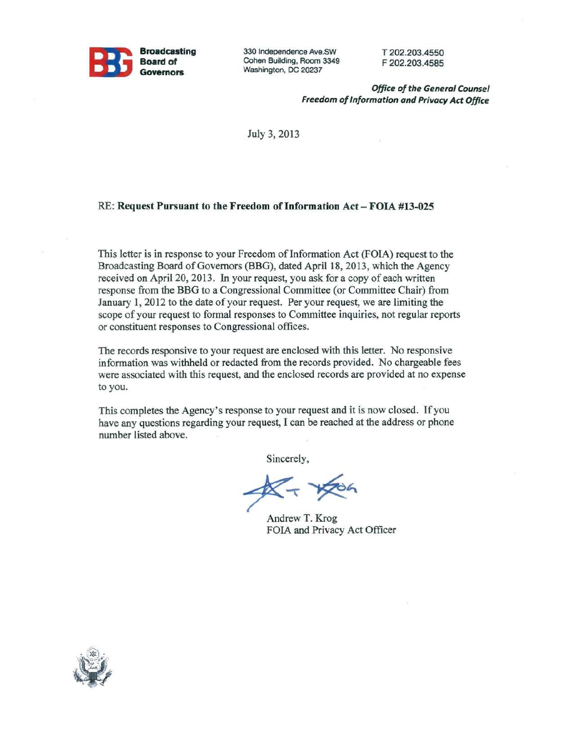**Broadcasting Board of Governors**

330 Independence Ave.SW
Cohen Building, Room 3349
Washington, DC 20237

T 202.203.4550
F 202.203.4585

***Office of the General Counsel***
***Freedom of Information and Privacy Act Office***

July 3, 2013

RE: **Request Pursuant to the Freedom of Information Act – FOIA #13-025**

This letter is in response to your Freedom of Information Act (FOIA) request to the Broadcasting Board of Governors (BBG), dated April 18, 2013, which the Agency received on April 20, 2013. In your request, you ask for a copy of each written response from the BBG to a Congressional Committee (or Committee Chair) from January 1, 2012 to the date of your request. Per your request, we are limiting the scope of your request to formal responses to Committee inquiries, not regular reports or constituent responses to Congressional offices.

The records responsive to your request are enclosed with this letter. No responsive information was withheld or redacted from the records provided. No chargeable fees were associated with this request, and the enclosed records are provided at no expense to you.

This completes the Agency's response to your request and it is now closed. If you have any questions regarding your request, I can be reached at the address or phone number listed above.

Sincerely,

Andrew T. Krog
FOIA and Privacy Act Officer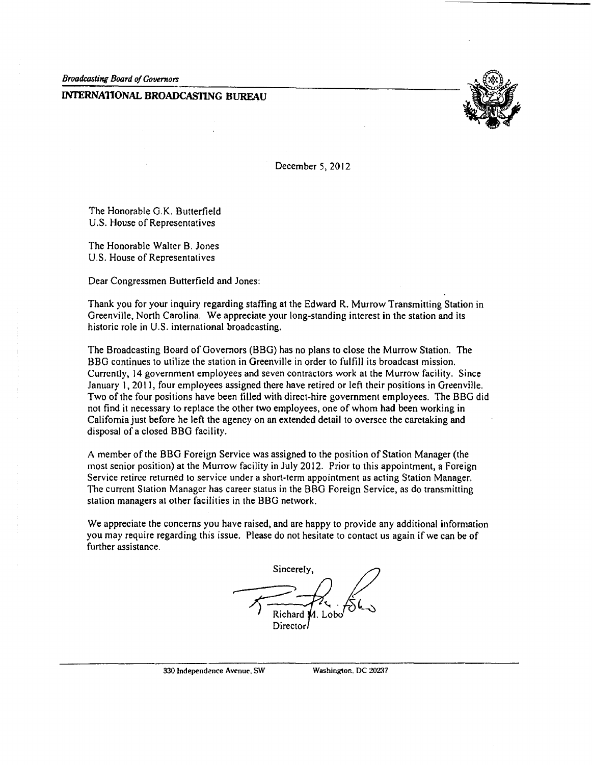*Broadcasting Board of Governors*

**INTERNATIONAL BROADCASTING BUREAU**

December 5, 2012

The Honorable G.K. Butterfield
U.S. House of Representatives

The Honorable Walter B. Jones
U.S. House of Representatives

Dear Congressmen Butterfield and Jones:

Thank you for your inquiry regarding staffing at the Edward R. Murrow Transmitting Station in Greenville, North Carolina. We appreciate your long-standing interest in the station and its historic role in U.S. international broadcasting.

The Broadcasting Board of Governors (BBG) has no plans to close the Murrow Station. The BBG continues to utilize the station in Greenville in order to fulfill its broadcast mission. Currently, 14 government employees and seven contractors work at the Murrow facility. Since January 1, 2011, four employees assigned there have retired or left their positions in Greenville. Two of the four positions have been filled with direct-hire government employees. The BBG did not find it necessary to replace the other two employees, one of whom had been working in California just before he left the agency on an extended detail to oversee the caretaking and disposal of a closed BBG facility.

A member of the BBG Foreign Service was assigned to the position of Station Manager (the most senior position) at the Murrow facility in July 2012. Prior to this appointment, a Foreign Service retiree returned to service under a short-term appointment as acting Station Manager. The current Station Manager has career status in the BBG Foreign Service, as do transmitting station managers at other facilities in the BBG network.

We appreciate the concerns you have raised, and are happy to provide any additional information you may require regarding this issue. Please do not hesitate to contact us again if we can be of further assistance.

Sincerely,

Richard M. Lobo
Director

330 Independence Avenue, SW Washington, DC 20237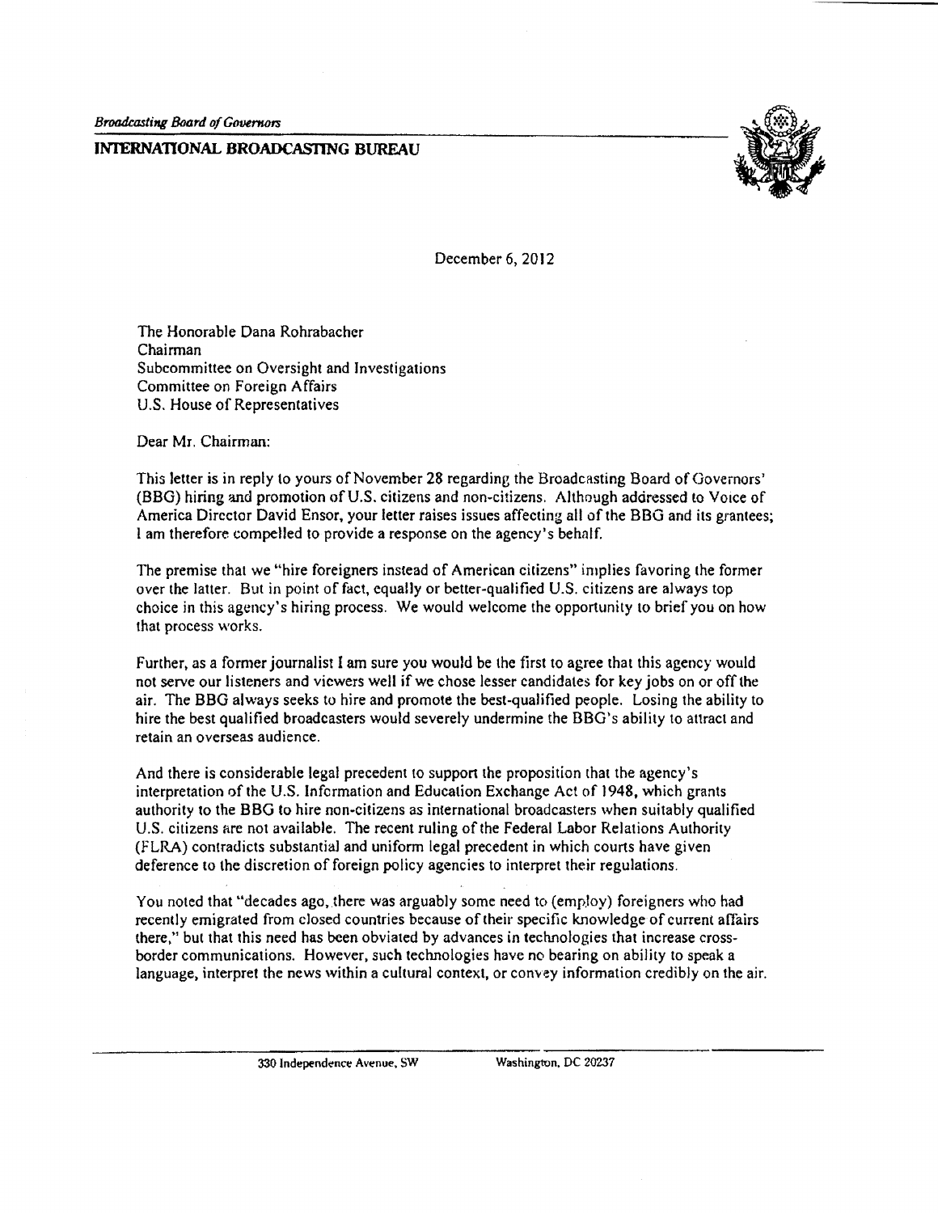*Broadcasting Board of Governors*

**INTERNATIONAL BROADCASTING BUREAU**

December 6, 2012

The Honorable Dana Rohrabacher
Chairman
Subcommittee on Oversight and Investigations
Committee on Foreign Affairs
U.S. House of Representatives

Dear Mr. Chairman:

This letter is in reply to yours of November 28 regarding the Broadcasting Board of Governors' (BBG) hiring and promotion of U.S. citizens and non-citizens. Although addressed to Voice of America Director David Ensor, your letter raises issues affecting all of the BBG and its grantees; I am therefore compelled to provide a response on the agency's behalf.

The premise that we "hire foreigners instead of American citizens" implies favoring the former over the latter. But in point of fact, equally or better-qualified U.S. citizens are always top choice in this agency's hiring process. We would welcome the opportunity to brief you on how that process works.

Further, as a former journalist I am sure you would be the first to agree that this agency would not serve our listeners and viewers well if we chose lesser candidates for key jobs on or off the air. The BBG always seeks to hire and promote the best-qualified people. Losing the ability to hire the best qualified broadcasters would severely undermine the BBG's ability to attract and retain an overseas audience.

And there is considerable legal precedent to support the proposition that the agency's interpretation of the U.S. Information and Education Exchange Act of 1948, which grants authority to the BBG to hire non-citizens as international broadcasters when suitably qualified U.S. citizens are not available. The recent ruling of the Federal Labor Relations Authority (FLRA) contradicts substantial and uniform legal precedent in which courts have given deference to the discretion of foreign policy agencies to interpret their regulations.

You noted that "decades ago, there was arguably some need to (employ) foreigners who had recently emigrated from closed countries because of their specific knowledge of current affairs there," but that this need has been obviated by advances in technologies that increase cross-border communications. However, such technologies have no bearing on ability to speak a language, interpret the news within a cultural context, or convey information credibly on the air.

330 Independence Avenue, SW Washington, DC 20237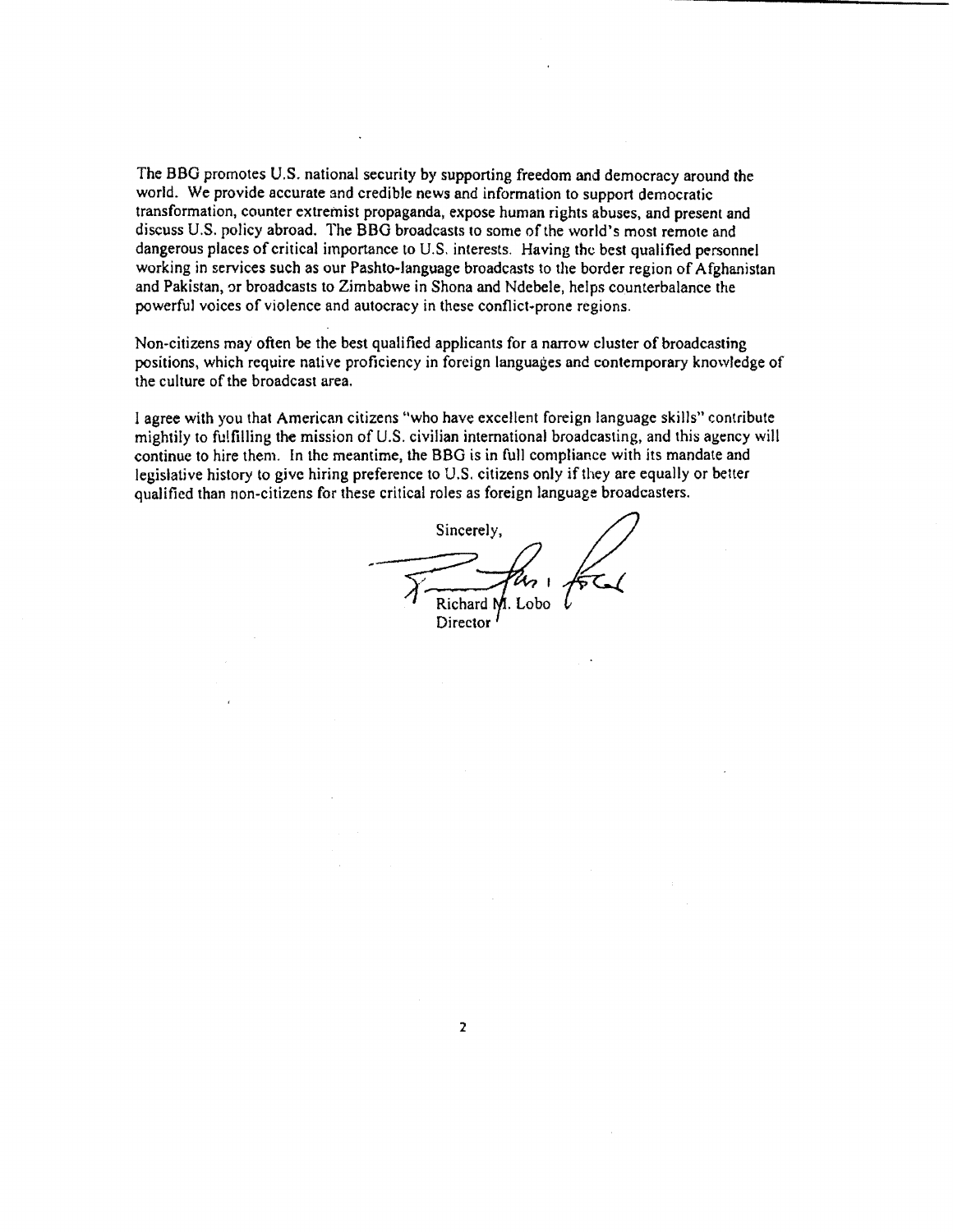The BBG promotes U.S. national security by supporting freedom and democracy around the world. We provide accurate and credible news and information to support democratic transformation, counter extremist propaganda, expose human rights abuses, and present and discuss U.S. policy abroad. The BBG broadcasts to some of the world's most remote and dangerous places of critical importance to U.S. interests. Having the best qualified personnel working in services such as our Pashto-language broadcasts to the border region of Afghanistan and Pakistan, or broadcasts to Zimbabwe in Shona and Ndebele, helps counterbalance the powerful voices of violence and autocracy in these conflict-prone regions.

Non-citizens may often be the best qualified applicants for a narrow cluster of broadcasting positions, which require native proficiency in foreign languages and contemporary knowledge of the culture of the broadcast area.

I agree with you that American citizens "who have excellent foreign language skills" contribute mightily to fulfilling the mission of U.S. civilian international broadcasting, and this agency will continue to hire them. In the meantime, the BBG is in full compliance with its mandate and legislative history to give hiring preference to U.S. citizens only if they are equally or better qualified than non-citizens for these critical roles as foreign language broadcasters.

Sincerely,

Richard M. Lobo
Director